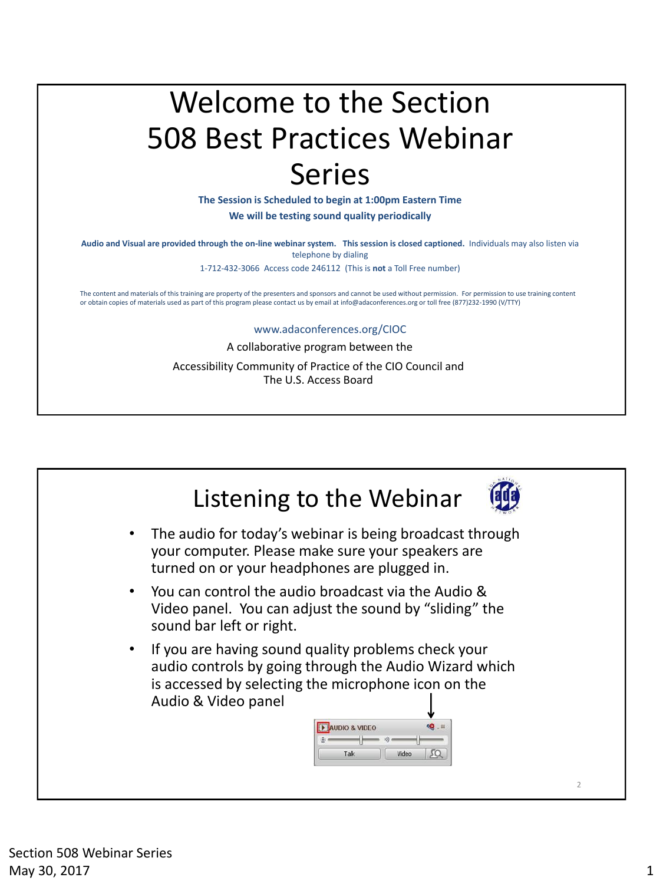# Welcome to the Section 508 Best Practices Webinar Series

**The Session is Scheduled to begin at 1:00pm Eastern Time**

**We will be testing sound quality periodically**

**Audio and Visual are provided through the on-line webinar system. This session is closed captioned.** Individuals may also listen via telephone by dialing 1-712-432-3066 Access code 246112 (This is **not** a Toll Free number)

The content and materials of this training are property of the presenters and sponsors and cannot be used without permission. For permission to use training content or obtain copies of materials used as part of this program please contact us by email at info@adaconferences.org or toll free (877)232-1990 (V/TTY)

www.adaconferences.org/CIOC

A collaborative program between the

Accessibility Community of Practice of the CIO Council and The U.S. Access Board

# Listening to the Webinar

- The audio for today's webinar is being broadcast through your computer. Please make sure your speakers are turned on or your headphones are plugged in.
- You can control the audio broadcast via the Audio & Video panel. You can adjust the sound by "sliding" the sound bar left or right.
- If you are having sound quality problems check your audio controls by going through the Audio Wizard which is accessed by selecting the microphone icon on the Audio & Video panel

Section 508 Webinar Series
May 30, 2017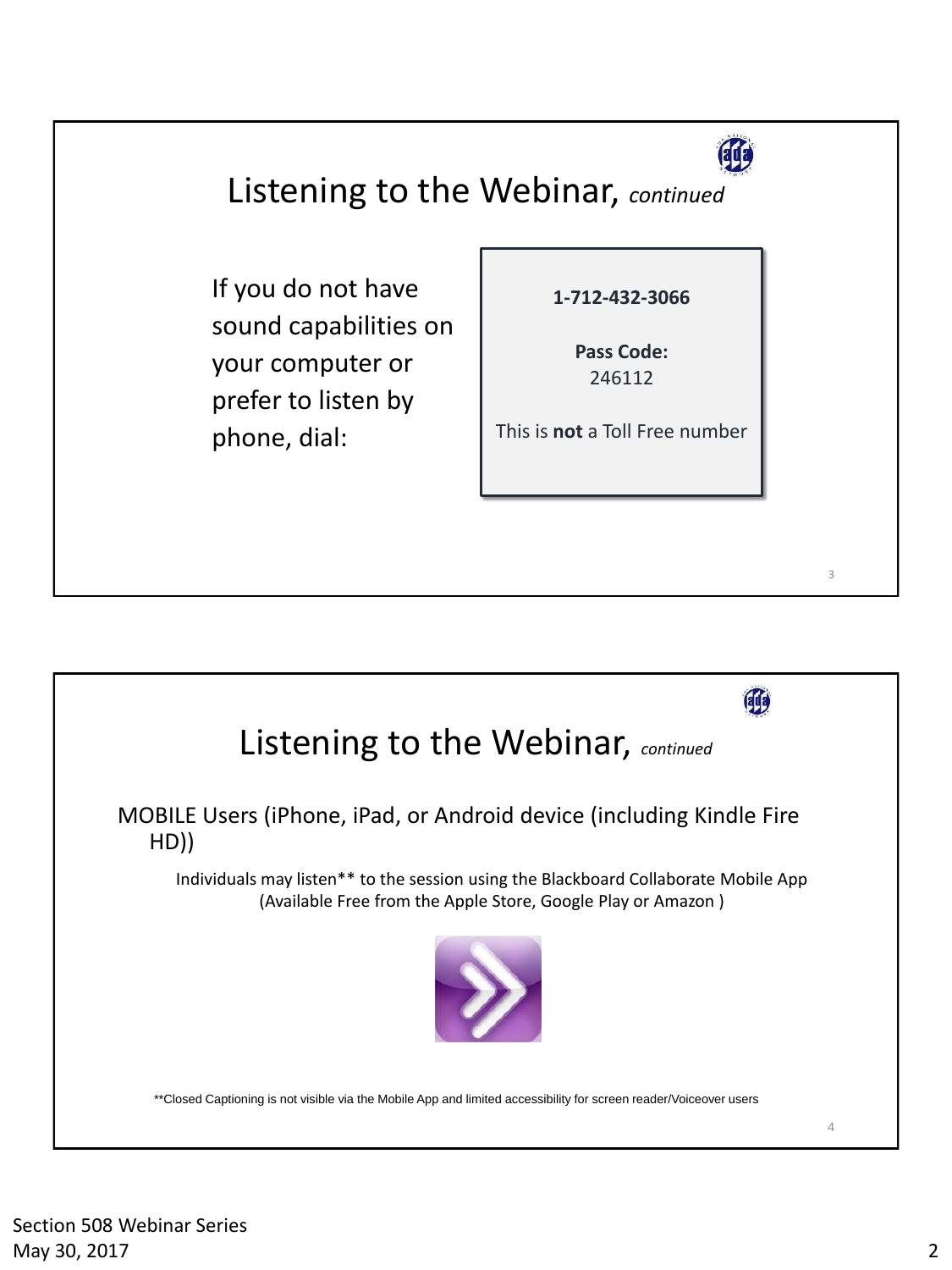## Listening to the Webinar, *continued*

If you do not have sound capabilities on your computer or prefer to listen by phone, dial:

**1-712-432-3066**

**Pass Code:**
246112

This is **not** a Toll Free number

## Listening to the Webinar, *continued*

MOBILE Users (iPhone, iPad, or Android device (including Kindle Fire HD))

Individuals may listen** to the session using the Blackboard Collaborate Mobile App (Available Free from the Apple Store, Google Play or Amazon )

**Closed Captioning is not visible via the Mobile App and limited accessibility for screen reader/Voiceover users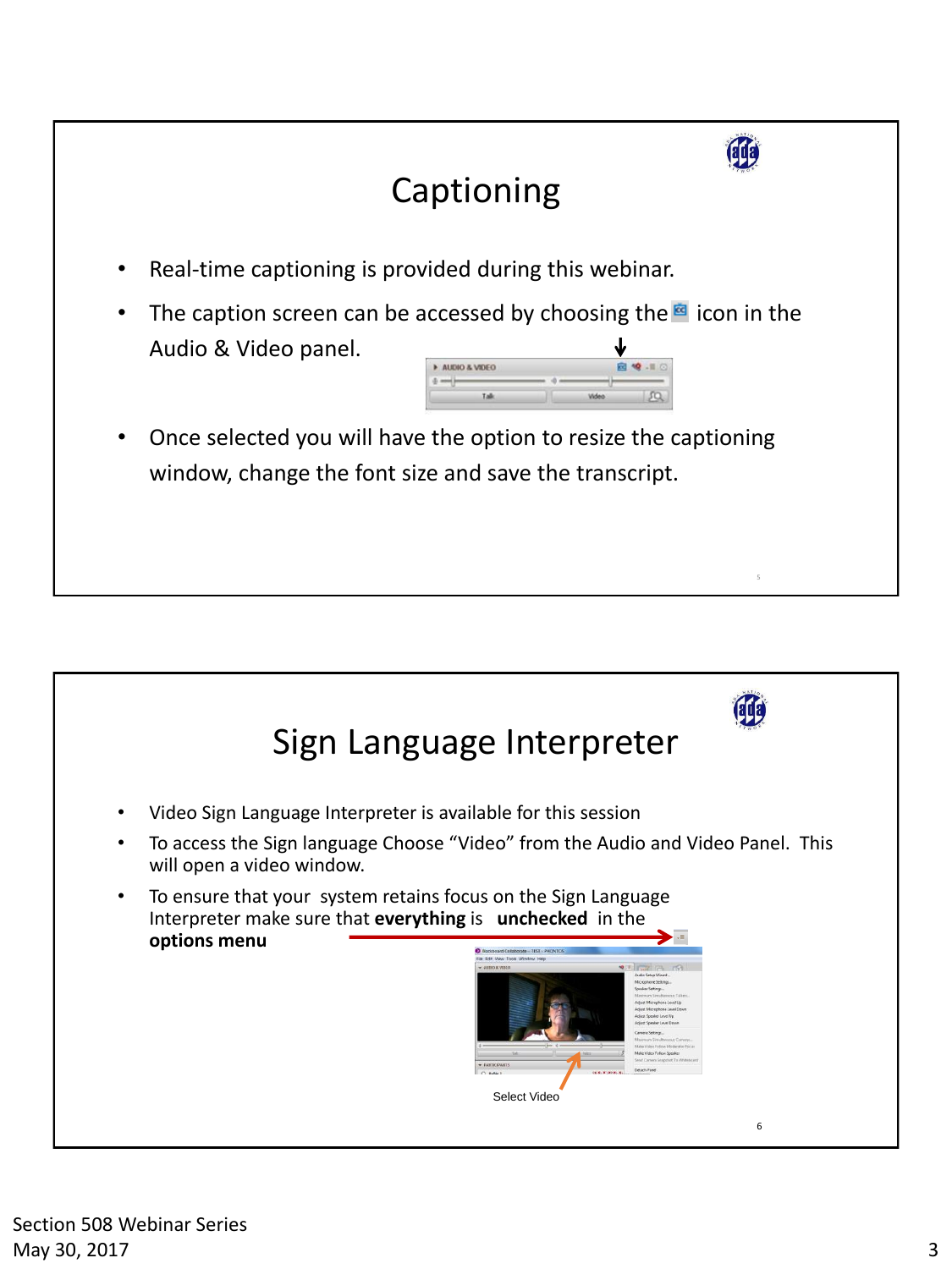## Captioning

- Real-time captioning is provided during this webinar.
- The caption screen can be accessed by choosing the icon in the Audio & Video panel.
- Once selected you will have the option to resize the captioning window, change the font size and save the transcript.

## Sign Language Interpreter

- Video Sign Language Interpreter is available for this session
- To access the Sign language Choose "Video" from the Audio and Video Panel. This will open a video window.
- To ensure that your system retains focus on the Sign Language Interpreter make sure that **everything** is **unchecked** in the **options menu**

Select Video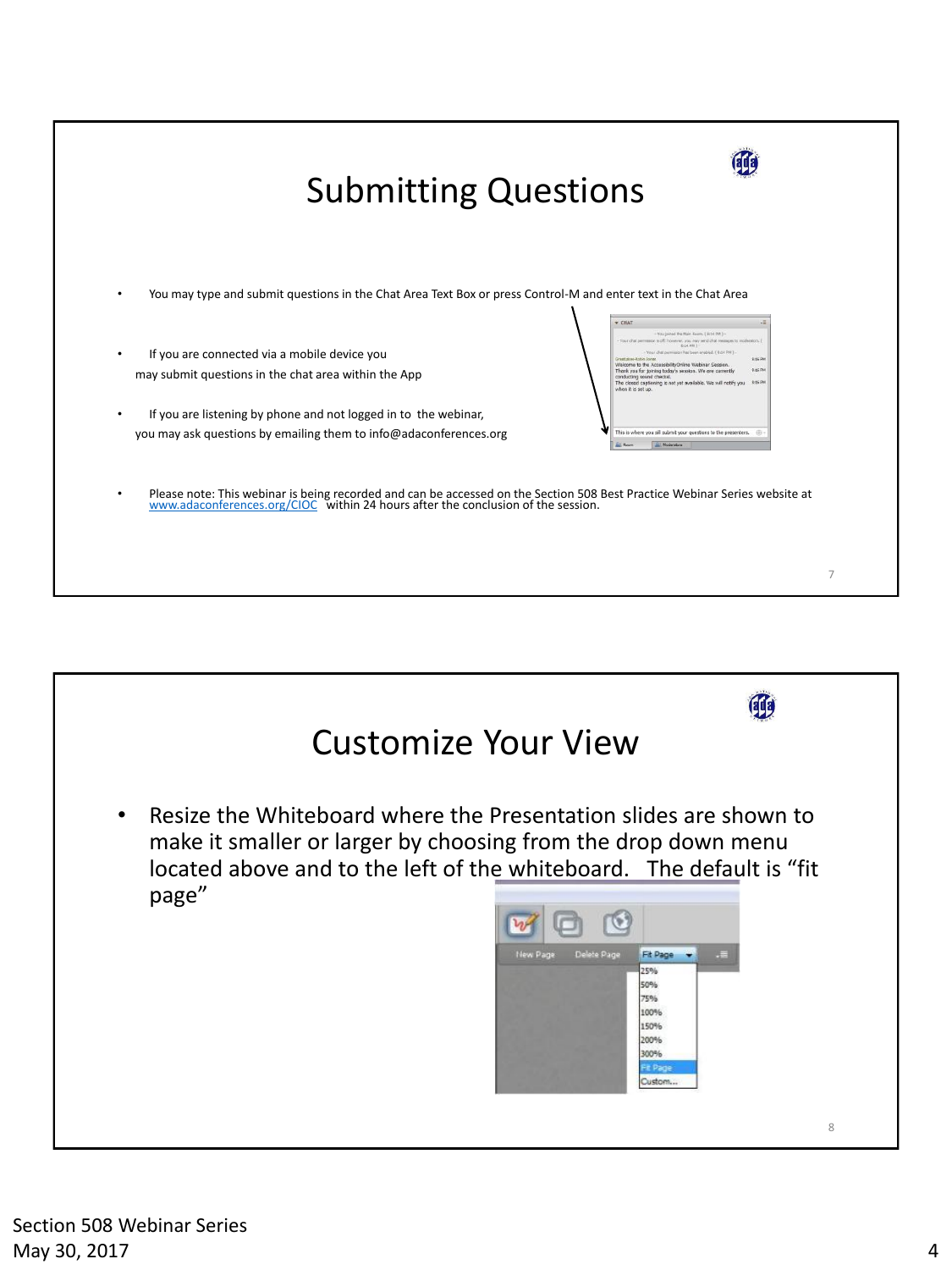## Submitting Questions

- You may type and submit questions in the Chat Area Text Box or press Control-M and enter text in the Chat Area
- If you are connected via a mobile device you may submit questions in the chat area within the App
- If you are listening by phone and not logged in to the webinar, you may ask questions by emailing them to info@adaconferences.org
- Please note: This webinar is being recorded and can be accessed on the Section 508 Best Practice Webinar Series website at www.adaconferences.org/CIOC within 24 hours after the conclusion of the session.

## Customize Your View

- Resize the Whiteboard where the Presentation slides are shown to make it smaller or larger by choosing from the drop down menu located above and to the left of the whiteboard. The default is “fit page”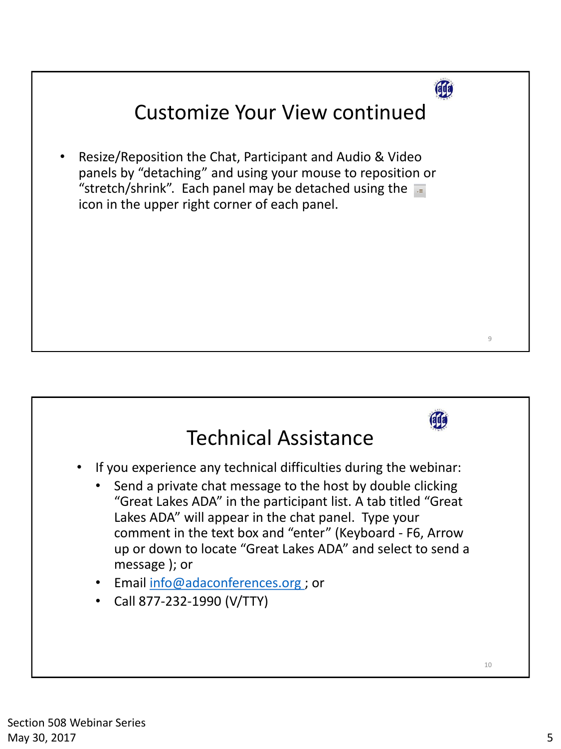## Customize Your View continued

- Resize/Reposition the Chat, Participant and Audio & Video panels by “detaching” and using your mouse to reposition or “stretch/shrink”. Each panel may be detached using the icon in the upper right corner of each panel.

## Technical Assistance

- If you experience any technical difficulties during the webinar:
  - Send a private chat message to the host by double clicking “Great Lakes ADA” in the participant list. A tab titled “Great Lakes ADA” will appear in the chat panel. Type your comment in the text box and “enter” (Keyboard - F6, Arrow up or down to locate “Great Lakes ADA” and select to send a message ); or
  - Email info@adaconferences.org ; or
  - Call 877-232-1990 (V/TTY)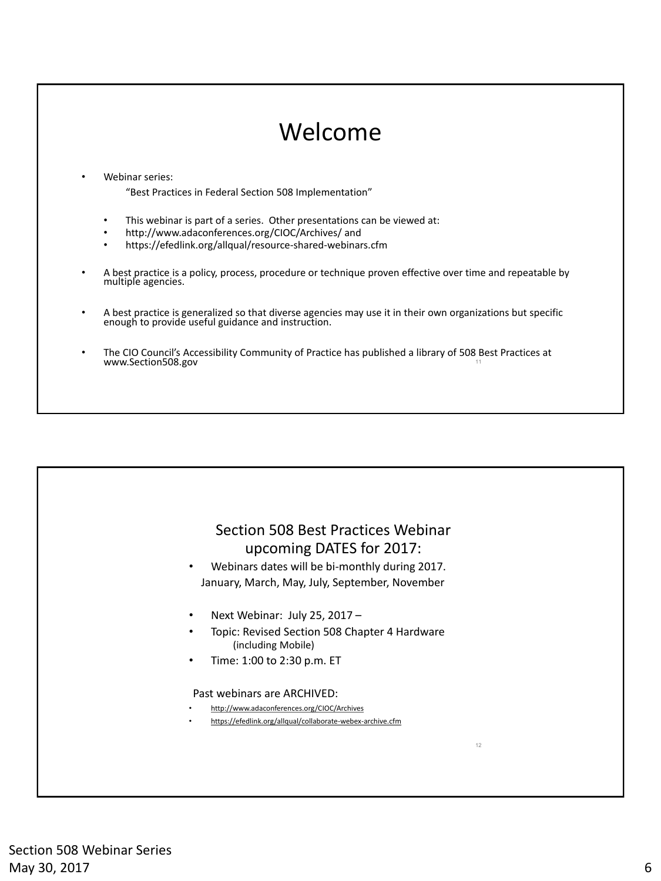# Welcome

- Webinar series:
  "Best Practices in Federal Section 508 Implementation"
  - This webinar is part of a series. Other presentations can be viewed at:
  - http://www.adaconferences.org/CIOC/Archives/ and
  - https://efedlink.org/allqual/resource-shared-webinars.cfm
- A best practice is a policy, process, procedure or technique proven effective over time and repeatable by multiple agencies.
- A best practice is generalized so that diverse agencies may use it in their own organizations but specific enough to provide useful guidance and instruction.
- The CIO Council's Accessibility Community of Practice has published a library of 508 Best Practices at www.Section508.gov

## Section 508 Best Practices Webinar upcoming DATES for 2017:

- Webinars dates will be bi-monthly during 2017.
  January, March, May, July, September, November
- Next Webinar: July 25, 2017 –
- Topic: Revised Section 508 Chapter 4 Hardware
  (including Mobile)
- Time: 1:00 to 2:30 p.m. ET

Past webinars are ARCHIVED:

- http://www.adaconferences.org/CIOC/Archives
- https://efedlink.org/allqual/collaborate-webex-archive.cfm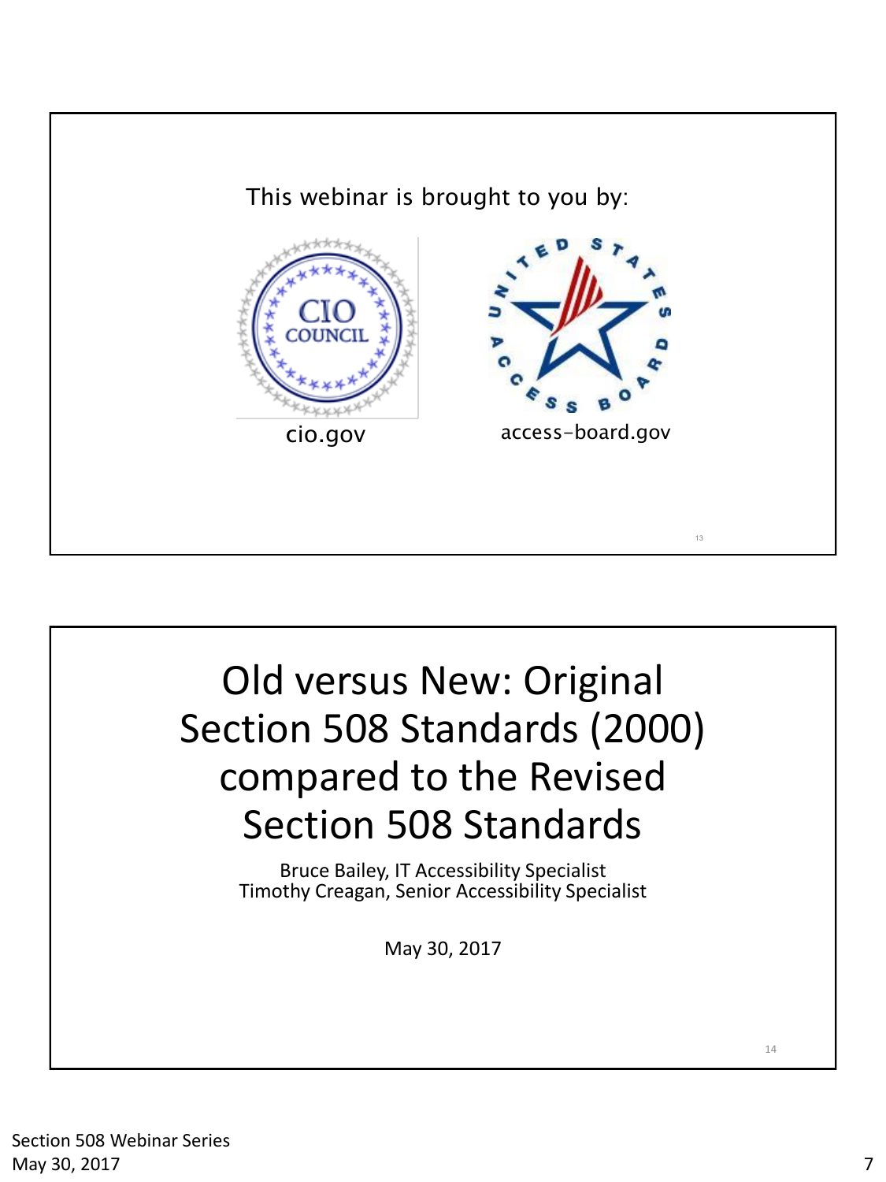This webinar is brought to you by:

cio.gov

access-board.gov

# Old versus New: Original Section 508 Standards (2000) compared to the Revised Section 508 Standards

Bruce Bailey, IT Accessibility Specialist
Timothy Creagan, Senior Accessibility Specialist

May 30, 2017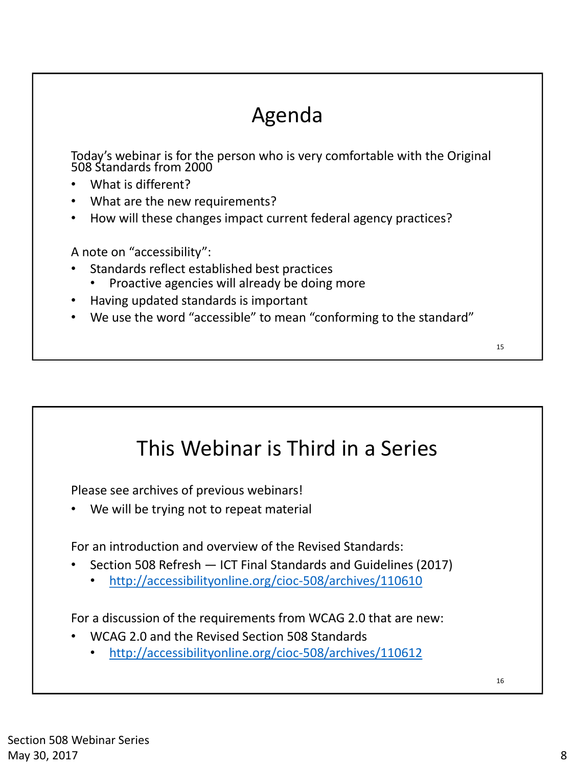## Agenda

Today's webinar is for the person who is very comfortable with the Original 508 Standards from 2000

- What is different?
- What are the new requirements?
- How will these changes impact current federal agency practices?

A note on "accessibility":

- Standards reflect established best practices
  - Proactive agencies will already be doing more
- Having updated standards is important
- We use the word "accessible" to mean "conforming to the standard"

## This Webinar is Third in a Series

Please see archives of previous webinars!

- We will be trying not to repeat material

For an introduction and overview of the Revised Standards:

- Section 508 Refresh — ICT Final Standards and Guidelines (2017)
  - http://accessibilityonline.org/cioc-508/archives/110610

For a discussion of the requirements from WCAG 2.0 that are new:

- WCAG 2.0 and the Revised Section 508 Standards
  - http://accessibilityonline.org/cioc-508/archives/110612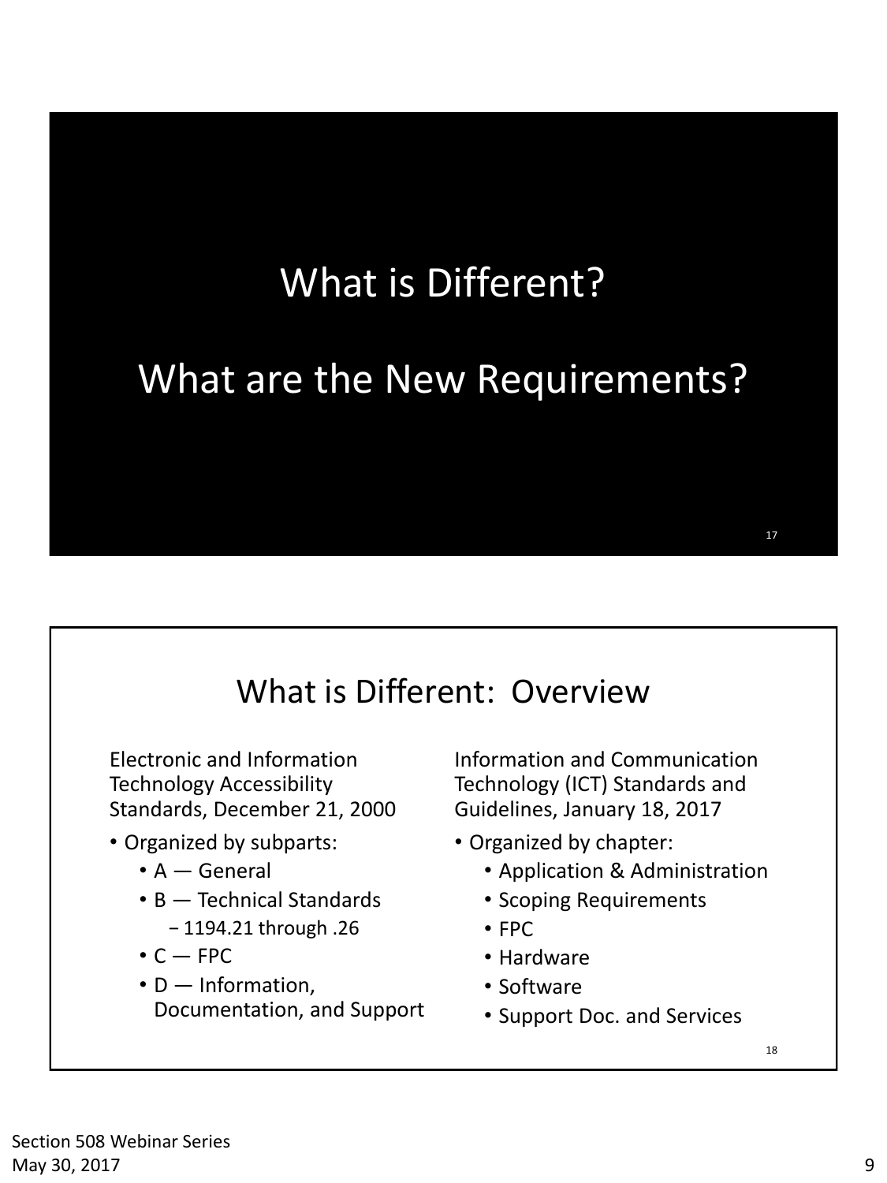## What is Different?

## What are the New Requirements?

## What is Different: Overview

Electronic and Information Technology Accessibility Standards, December 21, 2000

- Organized by subparts:
  - A — General
  - B — Technical Standards
    - 1194.21 through .26
  - C — FPC
  - D — Information, Documentation, and Support

Information and Communication Technology (ICT) Standards and Guidelines, January 18, 2017

- Organized by chapter:
  - Application & Administration
  - Scoping Requirements
  - FPC
  - Hardware
  - Software
  - Support Doc. and Services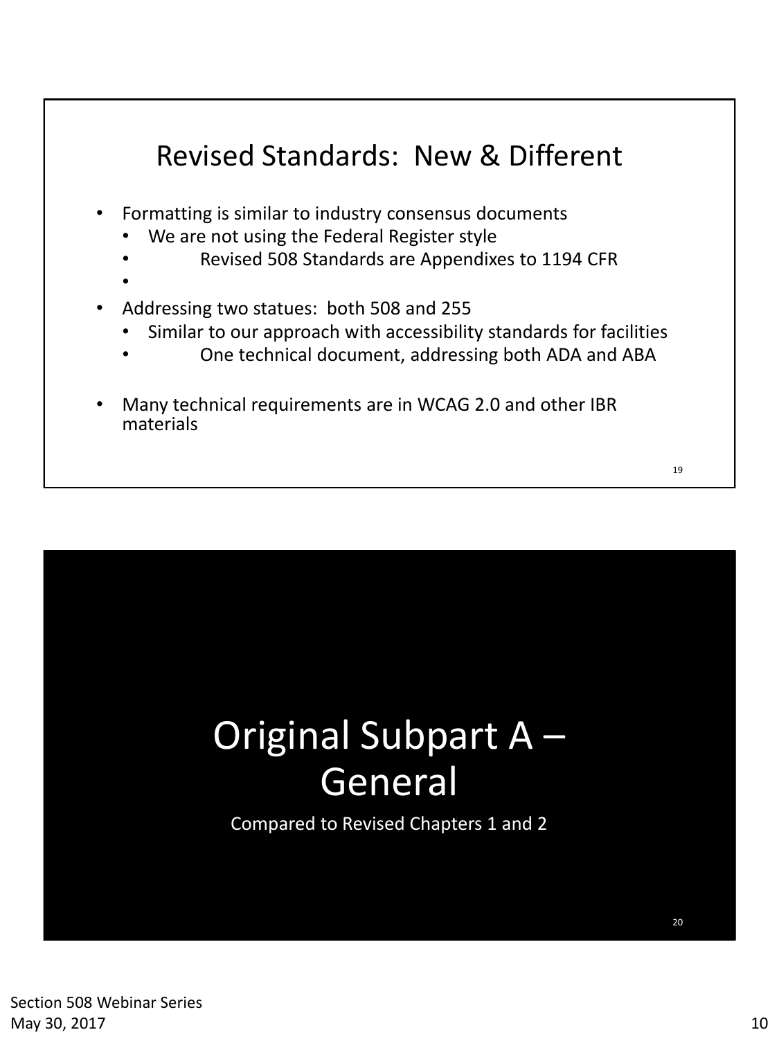## Revised Standards: New & Different

- Formatting is similar to industry consensus documents
  - We are not using the Federal Register style
  - Revised 508 Standards are Appendixes to 1194 CFR
- Addressing two statues: both 508 and 255
  - Similar to our approach with accessibility standards for facilities
  - One technical document, addressing both ADA and ABA
- Many technical requirements are in WCAG 2.0 and other IBR materials

## Original Subpart A – General

Compared to Revised Chapters 1 and 2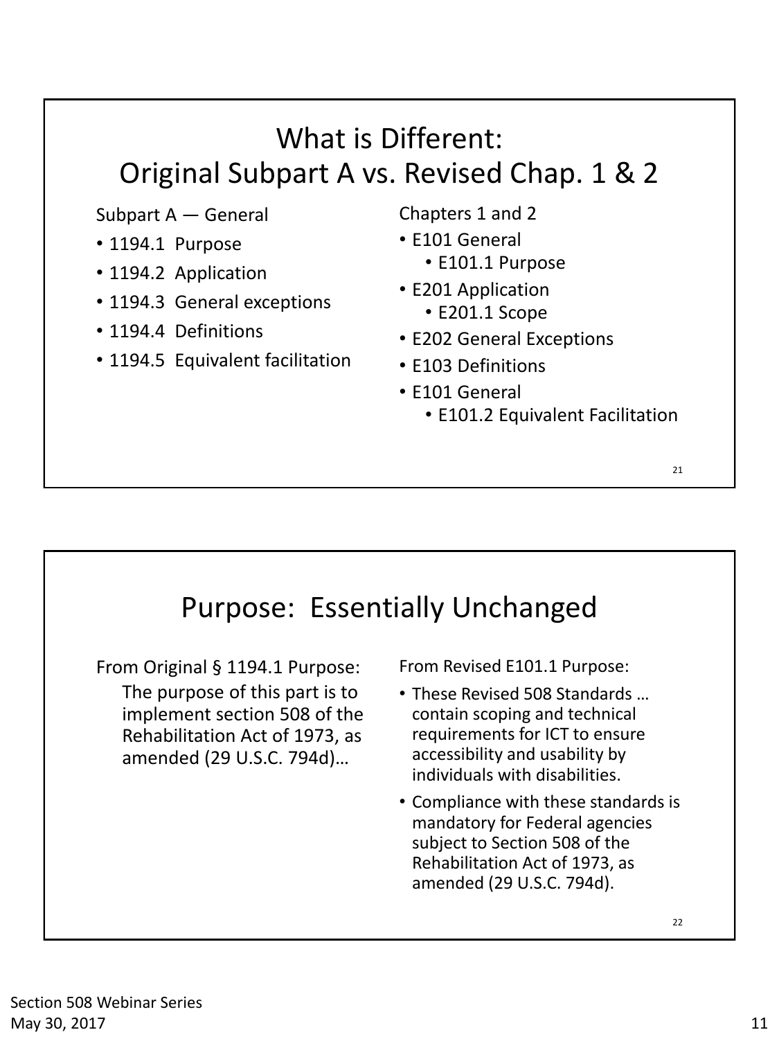## What is Different: Original Subpart A vs. Revised Chap. 1 & 2

Subpart A — General

- 1194.1 Purpose
- 1194.2 Application
- 1194.3 General exceptions
- 1194.4 Definitions
- 1194.5 Equivalent facilitation

Chapters 1 and 2

- E101 General
  - E101.1 Purpose
- E201 Application
  - E201.1 Scope
- E202 General Exceptions
- E103 Definitions
- E101 General
  - E101.2 Equivalent Facilitation

## Purpose: Essentially Unchanged

From Original § 1194.1 Purpose:

The purpose of this part is to implement section 508 of the Rehabilitation Act of 1973, as amended (29 U.S.C. 794d)…

From Revised E101.1 Purpose:

- These Revised 508 Standards … contain scoping and technical requirements for ICT to ensure accessibility and usability by individuals with disabilities.
- Compliance with these standards is mandatory for Federal agencies subject to Section 508 of the Rehabilitation Act of 1973, as amended (29 U.S.C. 794d).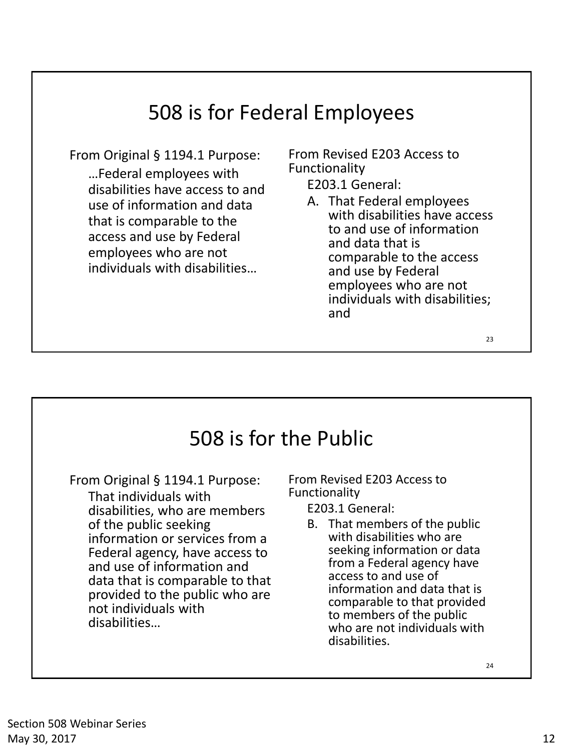## 508 is for Federal Employees

From Original § 1194.1 Purpose:

…Federal employees with disabilities have access to and use of information and data that is comparable to the access and use by Federal employees who are not individuals with disabilities…

From Revised E203 Access to Functionality

E203.1 General:

A. That Federal employees with disabilities have access to and use of information and data that is comparable to the access and use by Federal employees who are not individuals with disabilities; and

## 508 is for the Public

From Original § 1194.1 Purpose:

That individuals with disabilities, who are members of the public seeking information or services from a Federal agency, have access to and use of information and data that is comparable to that provided to the public who are not individuals with disabilities…

From Revised E203 Access to Functionality

E203.1 General:

B. That members of the public with disabilities who are seeking information or data from a Federal agency have access to and use of information and data that is comparable to that provided to members of the public who are not individuals with disabilities.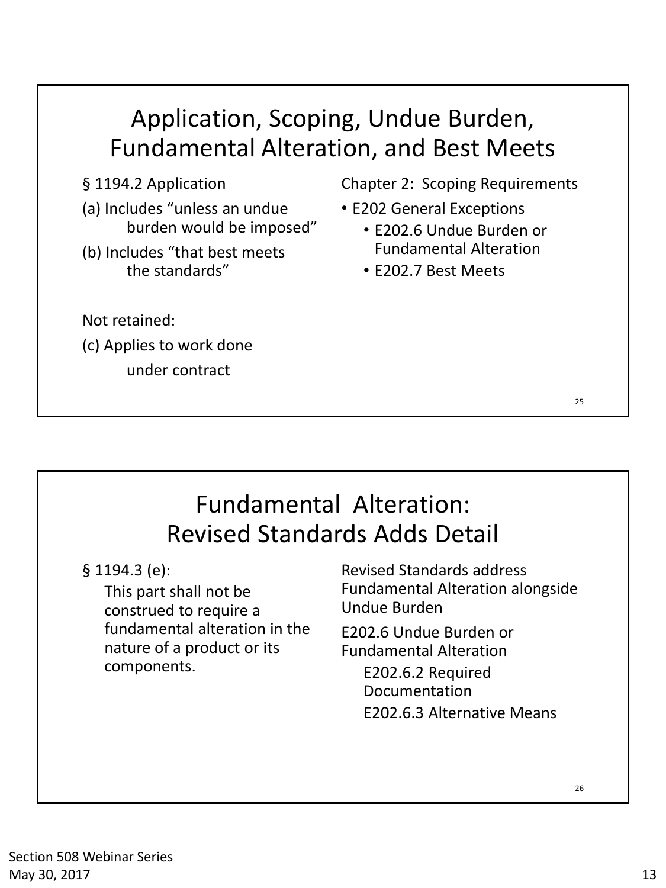## Application, Scoping, Undue Burden, Fundamental Alteration, and Best Meets

§ 1194.2 Application

(a) Includes "unless an undue burden would be imposed"

(b) Includes "that best meets the standards"

Not retained:

(c) Applies to work done under contract

Chapter 2: Scoping Requirements

- E202 General Exceptions
  - E202.6 Undue Burden or Fundamental Alteration
  - E202.7 Best Meets

## Fundamental Alteration: Revised Standards Adds Detail

§ 1194.3 (e):

This part shall not be construed to require a fundamental alteration in the nature of a product or its components.

Revised Standards address Fundamental Alteration alongside Undue Burden

E202.6 Undue Burden or Fundamental Alteration

- E202.6.2 Required Documentation
- E202.6.3 Alternative Means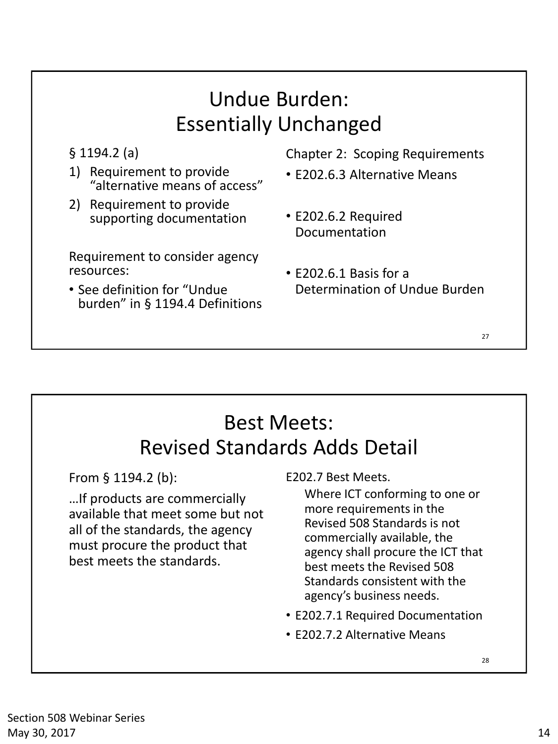## Undue Burden: Essentially Unchanged

§ 1194.2 (a)

1) Requirement to provide "alternative means of access"
2) Requirement to provide supporting documentation

Requirement to consider agency resources:

- See definition for "Undue burden" in § 1194.4 Definitions

Chapter 2: Scoping Requirements

- E202.6.3 Alternative Means
- E202.6.2 Required Documentation
- E202.6.1 Basis for a Determination of Undue Burden

## Best Meets: Revised Standards Adds Detail

From § 1194.2 (b):

…If products are commercially available that meet some but not all of the standards, the agency must procure the product that best meets the standards.

E202.7 Best Meets.

Where ICT conforming to one or more requirements in the Revised 508 Standards is not commercially available, the agency shall procure the ICT that best meets the Revised 508 Standards consistent with the agency's business needs.

- E202.7.1 Required Documentation
- E202.7.2 Alternative Means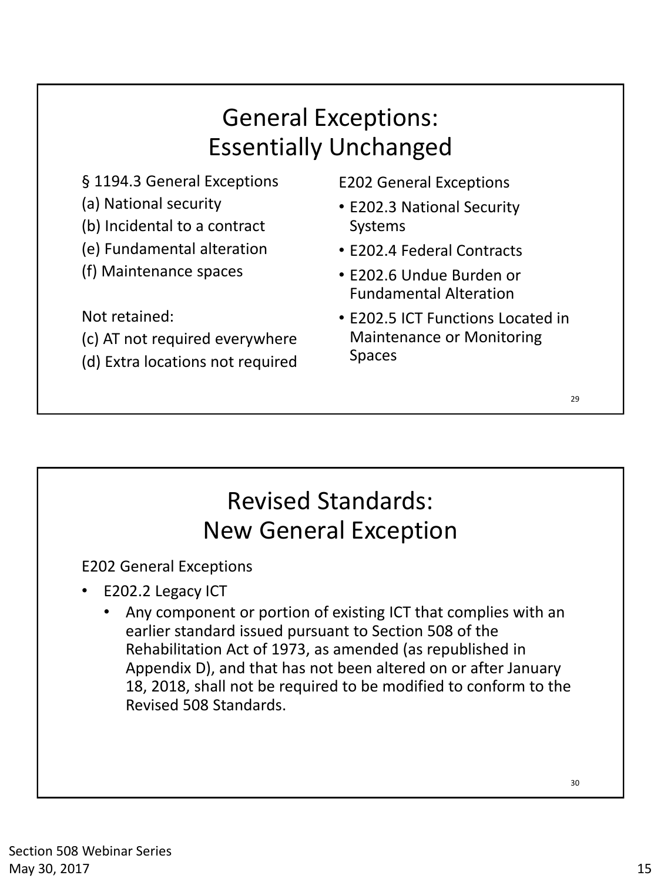## General Exceptions: Essentially Unchanged

§ 1194.3 General Exceptions

(a) National security

(b) Incidental to a contract

(e) Fundamental alteration

(f) Maintenance spaces

Not retained:

(c) AT not required everywhere

(d) Extra locations not required

E202 General Exceptions

- E202.3 National Security Systems
- E202.4 Federal Contracts
- E202.6 Undue Burden or Fundamental Alteration
- E202.5 ICT Functions Located in Maintenance or Monitoring Spaces

## Revised Standards: New General Exception

E202 General Exceptions

- E202.2 Legacy ICT
  - Any component or portion of existing ICT that complies with an earlier standard issued pursuant to Section 508 of the Rehabilitation Act of 1973, as amended (as republished in Appendix D), and that has not been altered on or after January 18, 2018, shall not be required to be modified to conform to the Revised 508 Standards.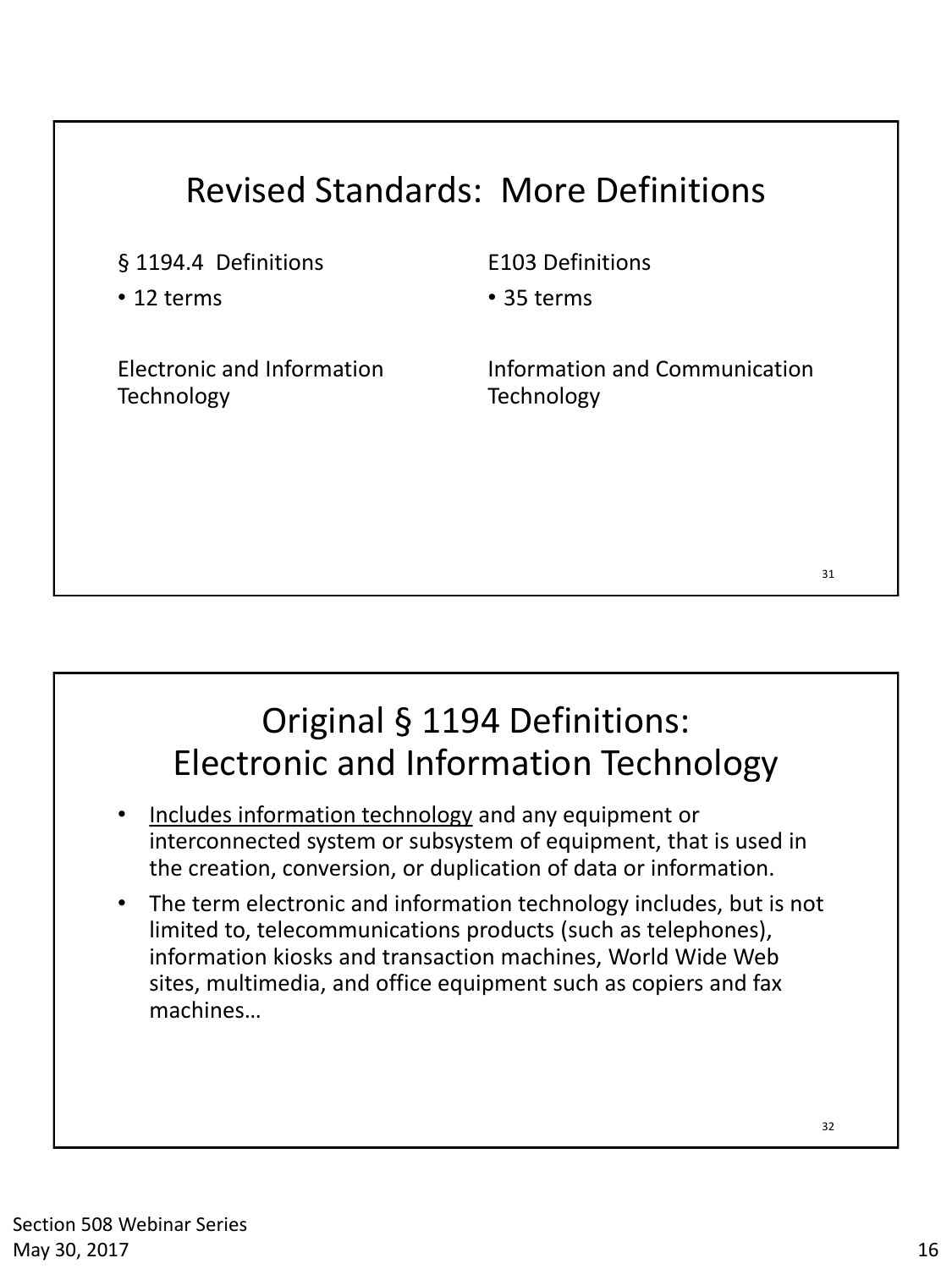## Revised Standards: More Definitions

§ 1194.4 Definitions

- 12 terms

Electronic and Information Technology

E103 Definitions

- 35 terms

Information and Communication Technology

## Original § 1194 Definitions: Electronic and Information Technology

- Includes information technology and any equipment or interconnected system or subsystem of equipment, that is used in the creation, conversion, or duplication of data or information.
- The term electronic and information technology includes, but is not limited to, telecommunications products (such as telephones), information kiosks and transaction machines, World Wide Web sites, multimedia, and office equipment such as copiers and fax machines…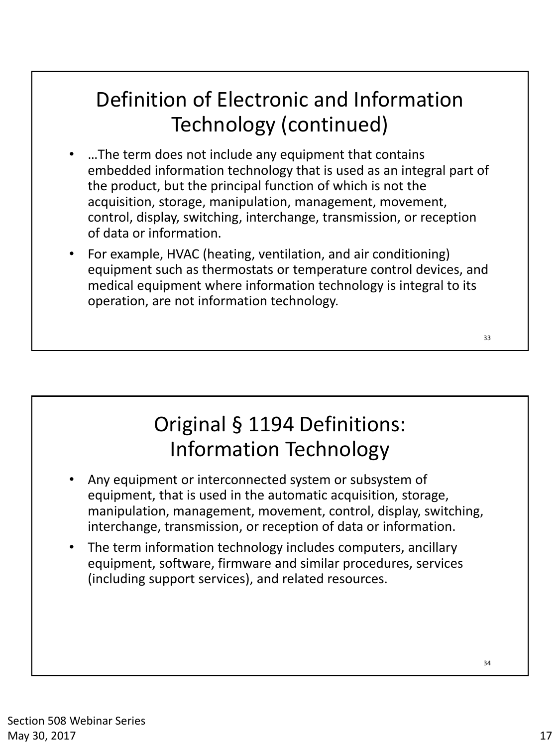## Definition of Electronic and Information Technology (continued)

- …The term does not include any equipment that contains embedded information technology that is used as an integral part of the product, but the principal function of which is not the acquisition, storage, manipulation, management, movement, control, display, switching, interchange, transmission, or reception of data or information.
- For example, HVAC (heating, ventilation, and air conditioning) equipment such as thermostats or temperature control devices, and medical equipment where information technology is integral to its operation, are not information technology.

## Original § 1194 Definitions: Information Technology

- Any equipment or interconnected system or subsystem of equipment, that is used in the automatic acquisition, storage, manipulation, management, movement, control, display, switching, interchange, transmission, or reception of data or information.
- The term information technology includes computers, ancillary equipment, software, firmware and similar procedures, services (including support services), and related resources.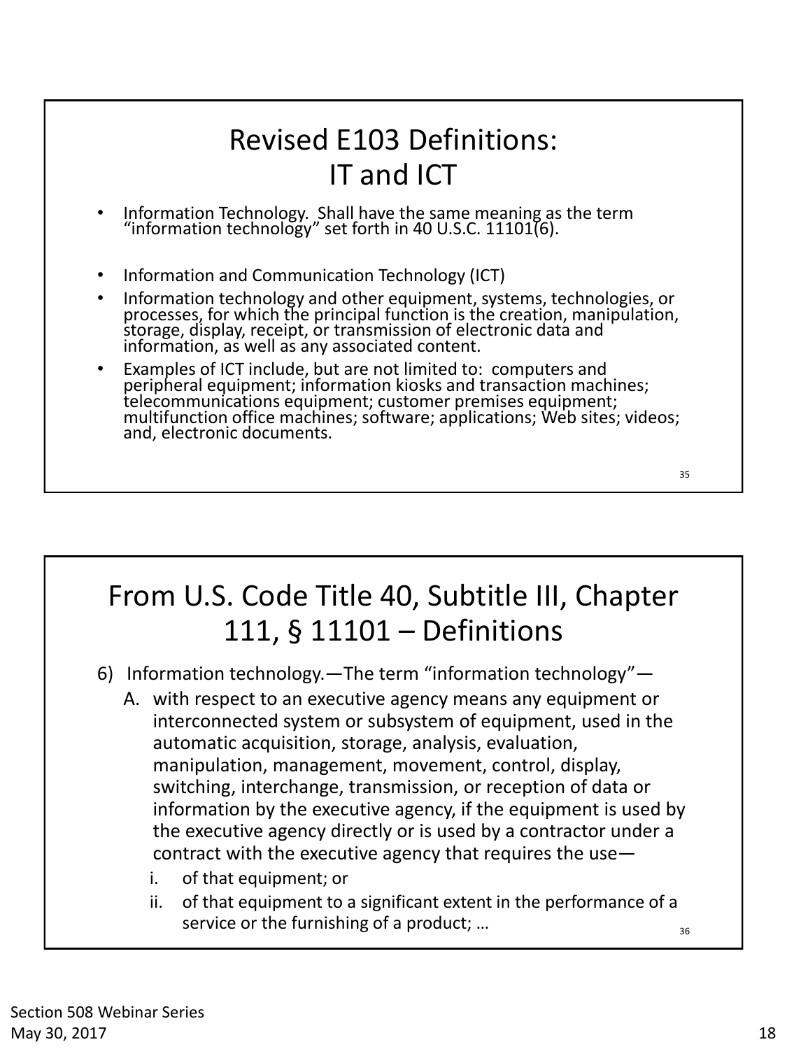## Revised E103 Definitions: IT and ICT

- Information Technology. Shall have the same meaning as the term "information technology" set forth in 40 U.S.C. 11101(6).

- Information and Communication Technology (ICT)
- Information technology and other equipment, systems, technologies, or processes, for which the principal function is the creation, manipulation, storage, display, receipt, or transmission of electronic data and information, as well as any associated content.
- Examples of ICT include, but are not limited to: computers and peripheral equipment; information kiosks and transaction machines; telecommunications equipment; customer premises equipment; multifunction office machines; software; applications; Web sites; videos; and, electronic documents.

## From U.S. Code Title 40, Subtitle III, Chapter 111, § 11101 – Definitions

6) Information technology.—The term "information technology"—
   A. with respect to an executive agency means any equipment or interconnected system or subsystem of equipment, used in the automatic acquisition, storage, analysis, evaluation, manipulation, management, movement, control, display, switching, interchange, transmission, or reception of data or information by the executive agency, if the equipment is used by the executive agency directly or is used by a contractor under a contract with the executive agency that requires the use—
      i. of that equipment; or
      ii. of that equipment to a significant extent in the performance of a service or the furnishing of a product; …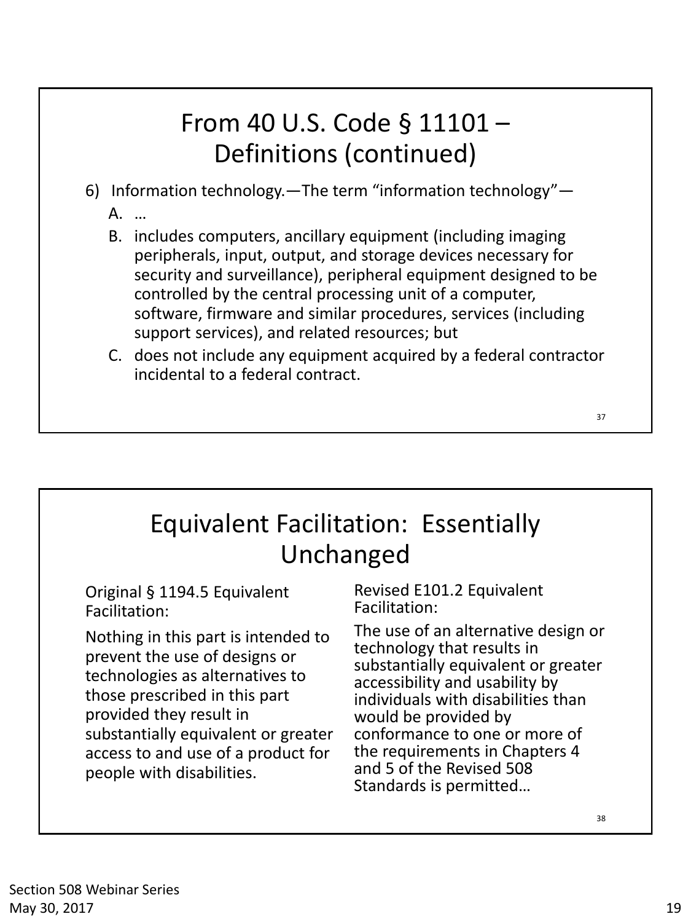## From 40 U.S. Code § 11101 – Definitions (continued)

6) Information technology.—The term "information technology"—
   A. …
   B. includes computers, ancillary equipment (including imaging peripherals, input, output, and storage devices necessary for security and surveillance), peripheral equipment designed to be controlled by the central processing unit of a computer, software, firmware and similar procedures, services (including support services), and related resources; but
   C. does not include any equipment acquired by a federal contractor incidental to a federal contract.

37

## Equivalent Facilitation: Essentially Unchanged

Original § 1194.5 Equivalent Facilitation:

Nothing in this part is intended to prevent the use of designs or technologies as alternatives to those prescribed in this part provided they result in substantially equivalent or greater access to and use of a product for people with disabilities.

Revised E101.2 Equivalent Facilitation:

The use of an alternative design or technology that results in substantially equivalent or greater accessibility and usability by individuals with disabilities than would be provided by conformance to one or more of the requirements in Chapters 4 and 5 of the Revised 508 Standards is permitted…

38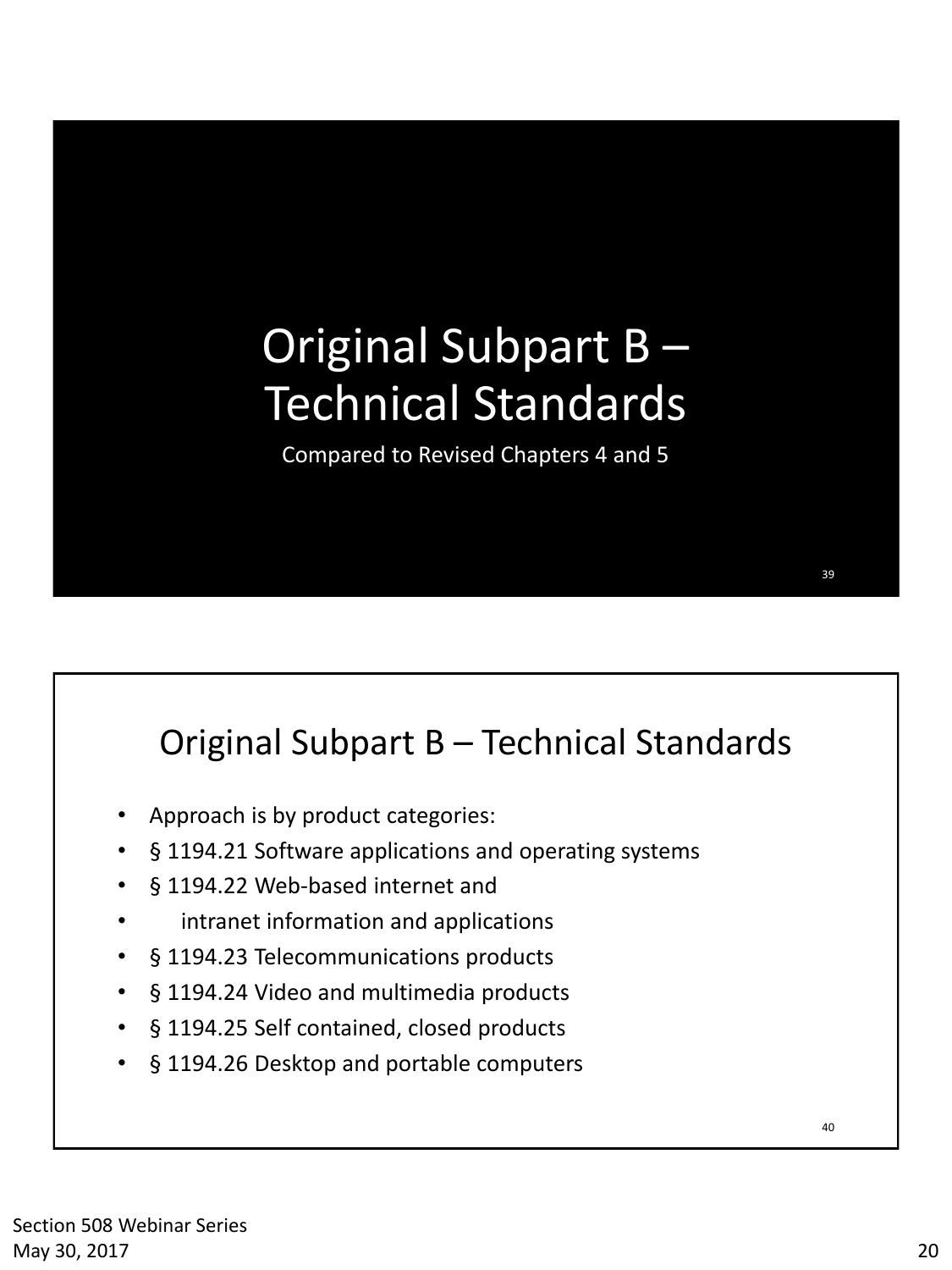# Original Subpart B – Technical Standards

Compared to Revised Chapters 4 and 5

## Original Subpart B – Technical Standards

- Approach is by product categories:
- § 1194.21 Software applications and operating systems
- § 1194.22 Web-based internet and
- intranet information and applications
- § 1194.23 Telecommunications products
- § 1194.24 Video and multimedia products
- § 1194.25 Self contained, closed products
- § 1194.26 Desktop and portable computers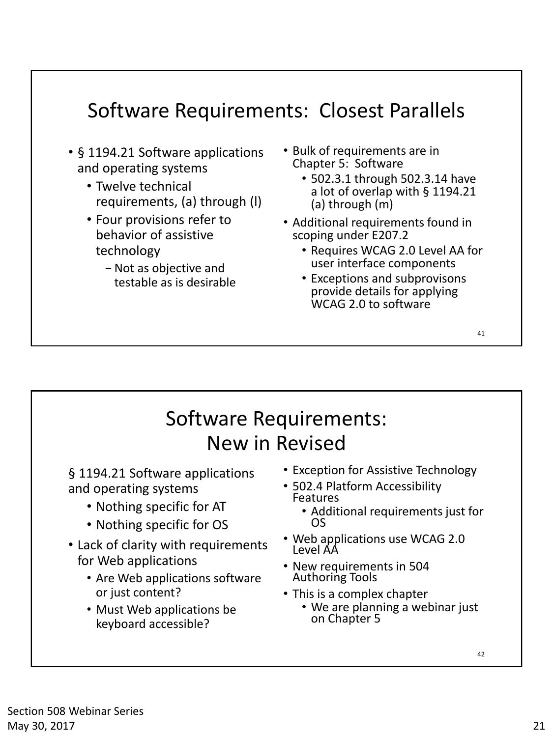## Software Requirements: Closest Parallels

- § 1194.21 Software applications and operating systems
  - Twelve technical requirements, (a) through (l)
  - Four provisions refer to behavior of assistive technology
    - Not as objective and testable as is desirable
- Bulk of requirements are in Chapter 5: Software
  - 502.3.1 through 502.3.14 have a lot of overlap with § 1194.21 (a) through (m)
- Additional requirements found in scoping under E207.2
  - Requires WCAG 2.0 Level AA for user interface components
  - Exceptions and subprovisons provide details for applying WCAG 2.0 to software

## Software Requirements: New in Revised

§ 1194.21 Software applications and operating systems

- Nothing specific for AT
- Nothing specific for OS

- Lack of clarity with requirements for Web applications
  - Are Web applications software or just content?
  - Must Web applications be keyboard accessible?
- Exception for Assistive Technology
- 502.4 Platform Accessibility Features
  - Additional requirements just for OS
- Web applications use WCAG 2.0 Level AA
- New requirements in 504 Authoring Tools
- This is a complex chapter
  - We are planning a webinar just on Chapter 5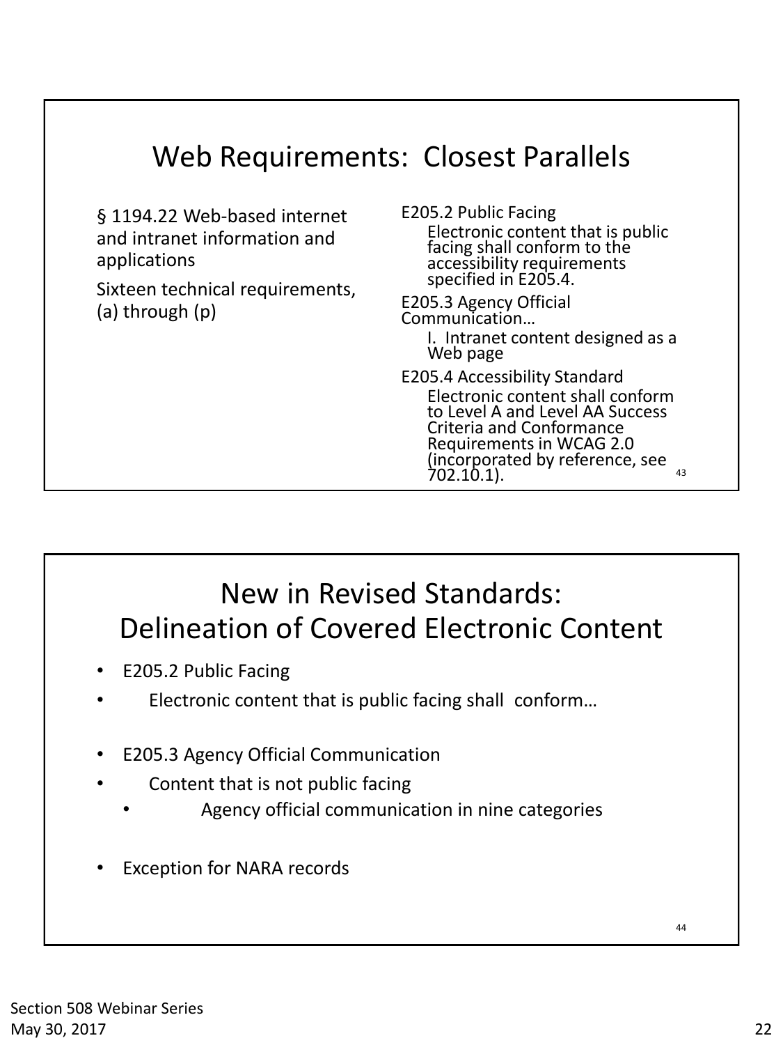## Web Requirements: Closest Parallels

§ 1194.22 Web-based internet and intranet information and applications

Sixteen technical requirements, (a) through (p)

E205.2 Public Facing

Electronic content that is public facing shall conform to the accessibility requirements specified in E205.4.

E205.3 Agency Official Communication…

I. Intranet content designed as a Web page

E205.4 Accessibility Standard

Electronic content shall conform to Level A and Level AA Success Criteria and Conformance Requirements in WCAG 2.0 (incorporated by reference, see 702.10.1).

## New in Revised Standards: Delineation of Covered Electronic Content

- E205.2 Public Facing
  - Electronic content that is public facing shall conform…
- E205.3 Agency Official Communication
  - Content that is not public facing
    - Agency official communication in nine categories
- Exception for NARA records

Section 508 Webinar Series
May 30, 2017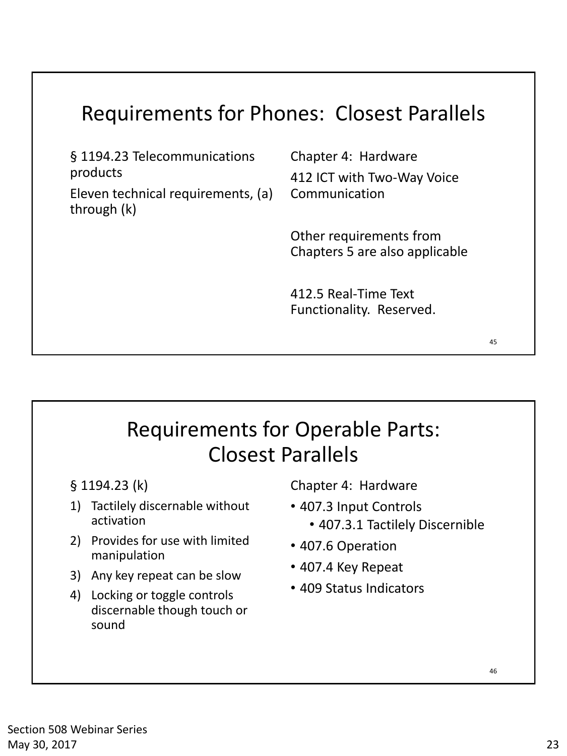## Requirements for Phones: Closest Parallels

§ 1194.23 Telecommunications products

Eleven technical requirements, (a) through (k)

Chapter 4: Hardware

412 ICT with Two-Way Voice Communication

Other requirements from Chapters 5 are also applicable

412.5 Real-Time Text Functionality. Reserved.

## Requirements for Operable Parts: Closest Parallels

§ 1194.23 (k)

1) Tactilely discernable without activation
2) Provides for use with limited manipulation
3) Any key repeat can be slow
4) Locking or toggle controls discernable though touch or sound

Chapter 4: Hardware

- 407.3 Input Controls
  - 407.3.1 Tactilely Discernible
- 407.6 Operation
- 407.4 Key Repeat
- 409 Status Indicators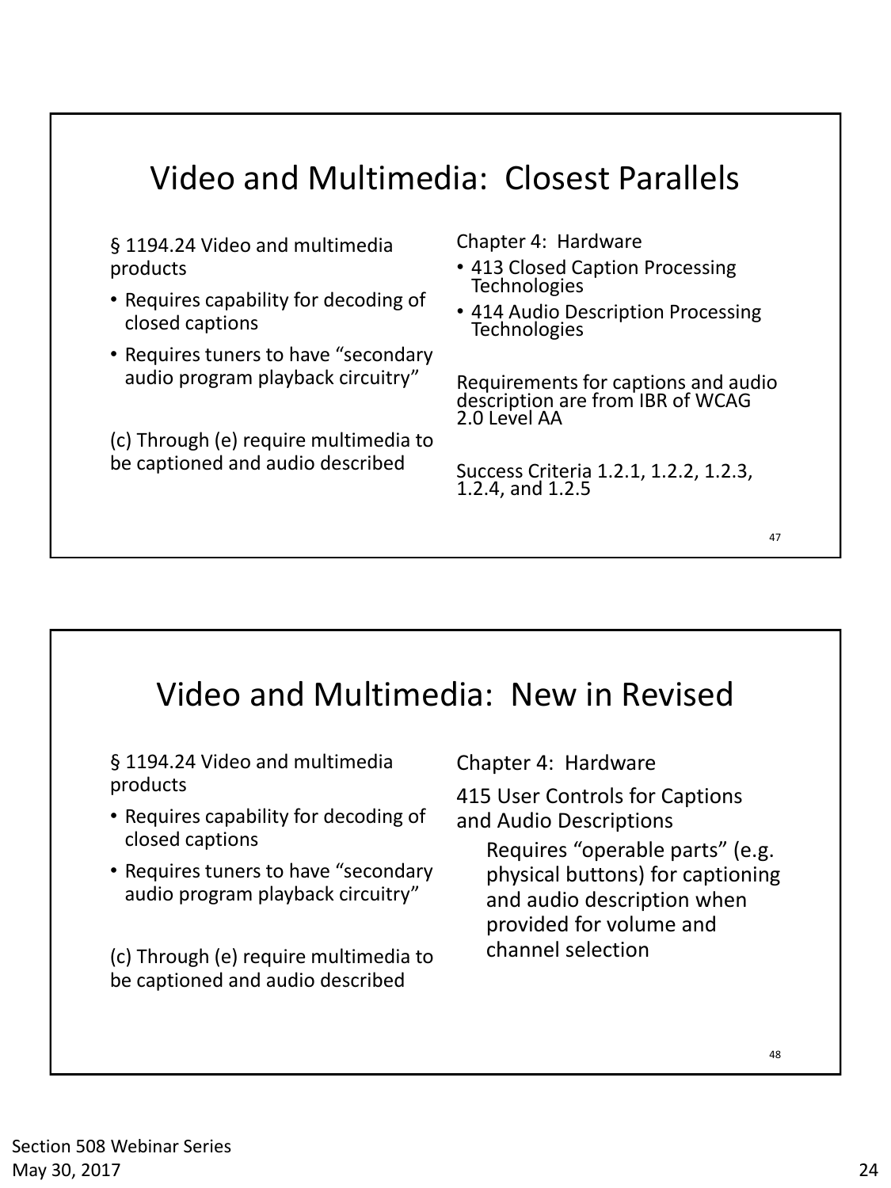## Video and Multimedia: Closest Parallels

§ 1194.24 Video and multimedia products

- Requires capability for decoding of closed captions
- Requires tuners to have "secondary audio program playback circuitry"

(c) Through (e) require multimedia to be captioned and audio described

Chapter 4: Hardware

- 413 Closed Caption Processing Technologies
- 414 Audio Description Processing Technologies

Requirements for captions and audio description are from IBR of WCAG 2.0 Level AA

Success Criteria 1.2.1, 1.2.2, 1.2.3, 1.2.4, and 1.2.5

## Video and Multimedia: New in Revised

§ 1194.24 Video and multimedia products

- Requires capability for decoding of closed captions
- Requires tuners to have "secondary audio program playback circuitry"

(c) Through (e) require multimedia to be captioned and audio described

Chapter 4: Hardware

415 User Controls for Captions and Audio Descriptions

Requires "operable parts" (e.g. physical buttons) for captioning and audio description when provided for volume and channel selection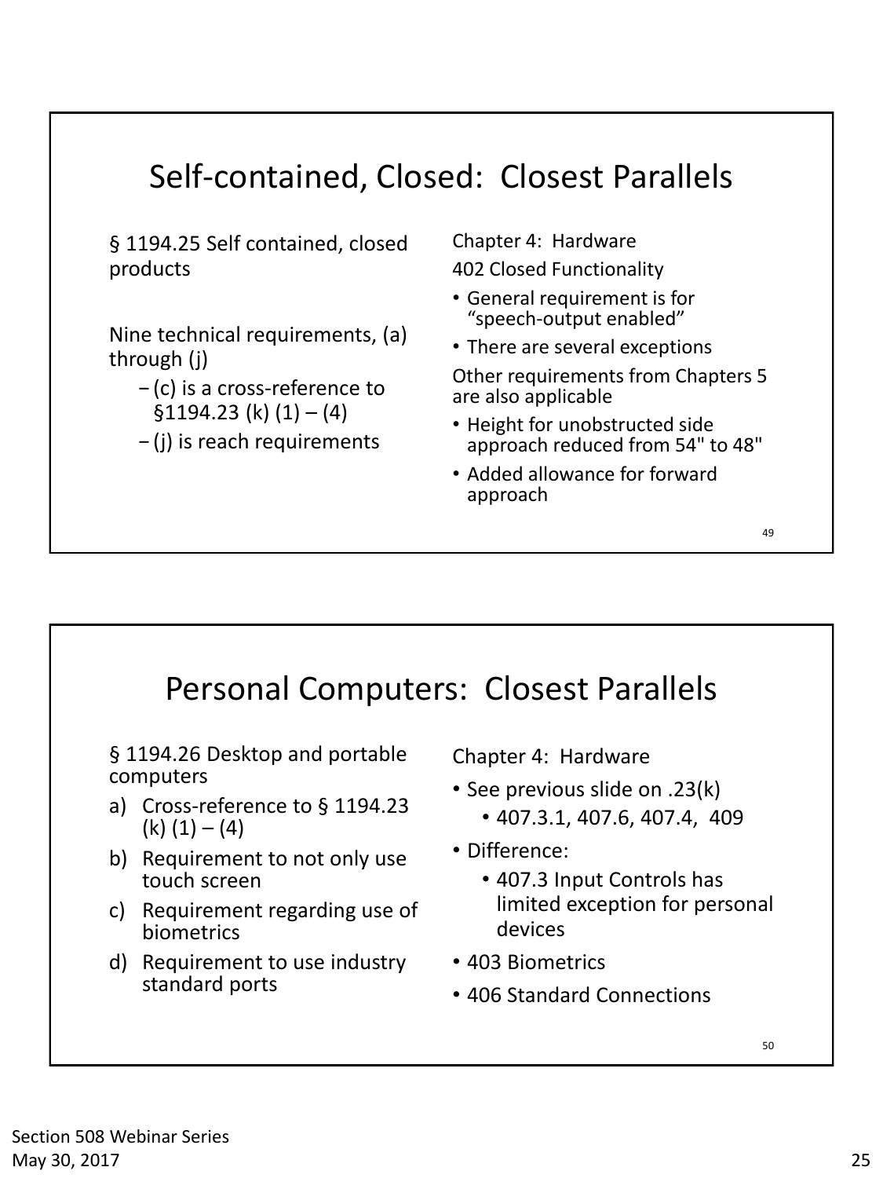## Self-contained, Closed: Closest Parallels

§ 1194.25 Self contained, closed products

Nine technical requirements, (a) through (j)

- (c) is a cross-reference to §1194.23 (k) (1) – (4)
- (j) is reach requirements

Chapter 4: Hardware

402 Closed Functionality

- General requirement is for "speech-output enabled"
- There are several exceptions

Other requirements from Chapters 5 are also applicable

- Height for unobstructed side approach reduced from 54" to 48"
- Added allowance for forward approach

## Personal Computers: Closest Parallels

§ 1194.26 Desktop and portable computers

a) Cross-reference to § 1194.23 (k) (1) – (4)
b) Requirement to not only use touch screen
c) Requirement regarding use of biometrics
d) Requirement to use industry standard ports

Chapter 4: Hardware

- See previous slide on .23(k)
  - 407.3.1, 407.6, 407.4, 409
- Difference:
  - 407.3 Input Controls has limited exception for personal devices
- 403 Biometrics
- 406 Standard Connections

Section 508 Webinar Series
May 30, 2017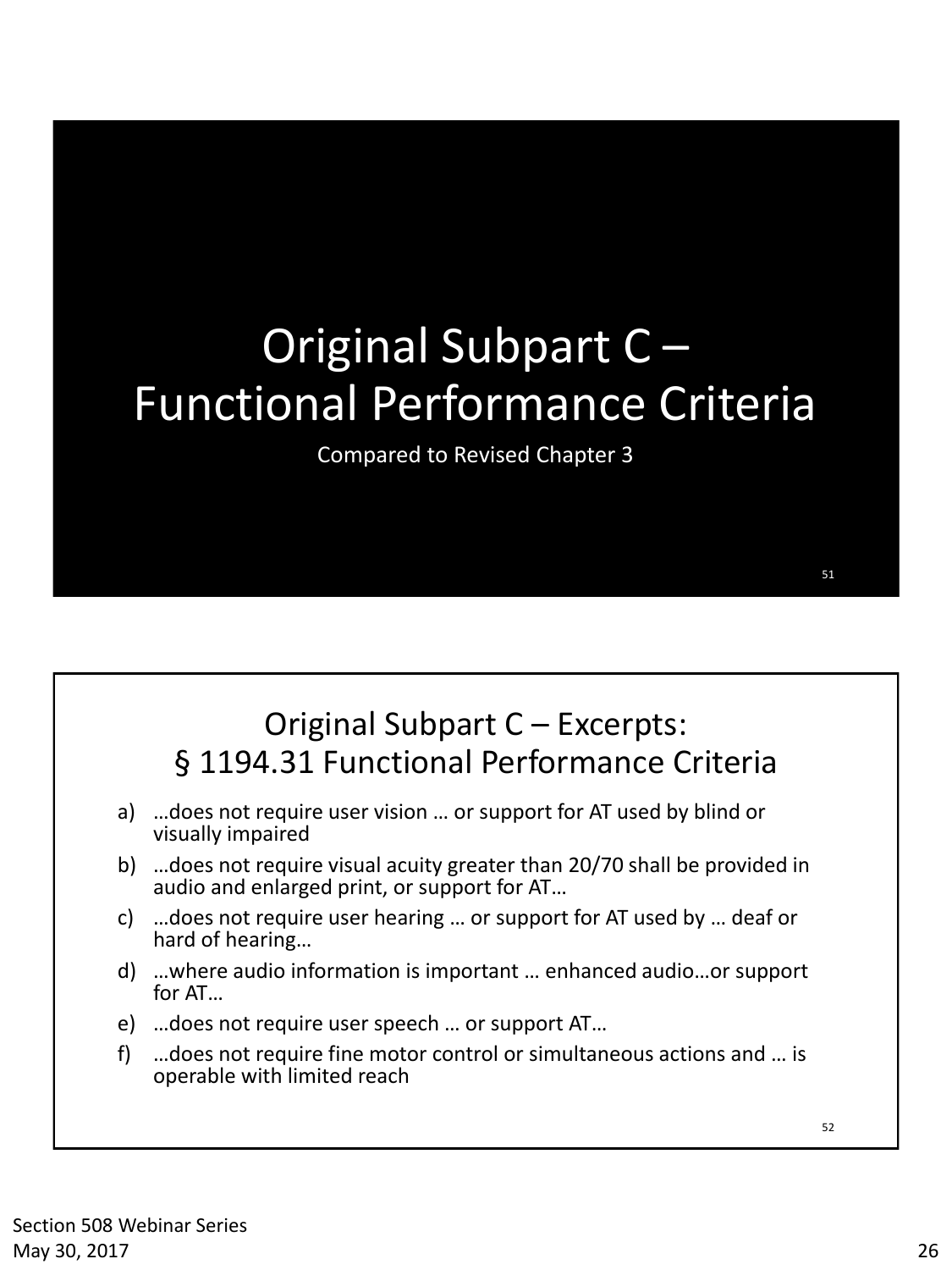# Original Subpart C – Functional Performance Criteria

Compared to Revised Chapter 3

## Original Subpart C – Excerpts: § 1194.31 Functional Performance Criteria

a) …does not require user vision … or support for AT used by blind or visually impaired
b) …does not require visual acuity greater than 20/70 shall be provided in audio and enlarged print, or support for AT…
c) …does not require user hearing … or support for AT used by … deaf or hard of hearing…
d) …where audio information is important … enhanced audio…or support for AT…
e) …does not require user speech … or support AT…
f) …does not require fine motor control or simultaneous actions and … is operable with limited reach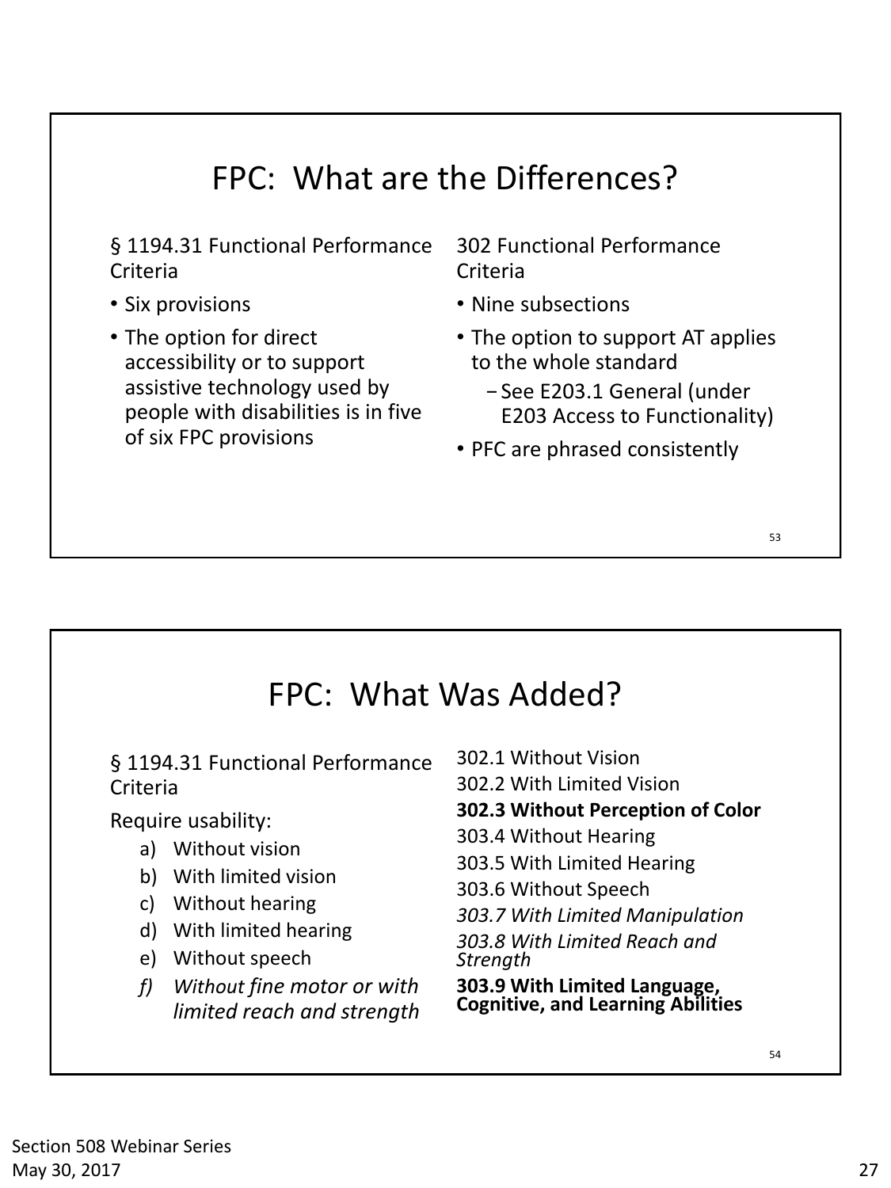## FPC: What are the Differences?

§ 1194.31 Functional Performance Criteria

- Six provisions
- The option for direct accessibility or to support assistive technology used by people with disabilities is in five of six FPC provisions

302 Functional Performance Criteria

- Nine subsections
- The option to support AT applies to the whole standard
  - See E203.1 General (under E203 Access to Functionality)
- PFC are phrased consistently

## FPC: What Was Added?

§ 1194.31 Functional Performance Criteria

Require usability:

a) Without vision
b) With limited vision
c) Without hearing
d) With limited hearing
e) Without speech
f) *Without fine motor or with limited reach and strength*

302.1 Without Vision
302.2 With Limited Vision
**302.3 Without Perception of Color**
303.4 Without Hearing
303.5 With Limited Hearing
303.6 Without Speech
*303.7 With Limited Manipulation*
*303.8 With Limited Reach and Strength*
**303.9 With Limited Language, Cognitive, and Learning Abilities**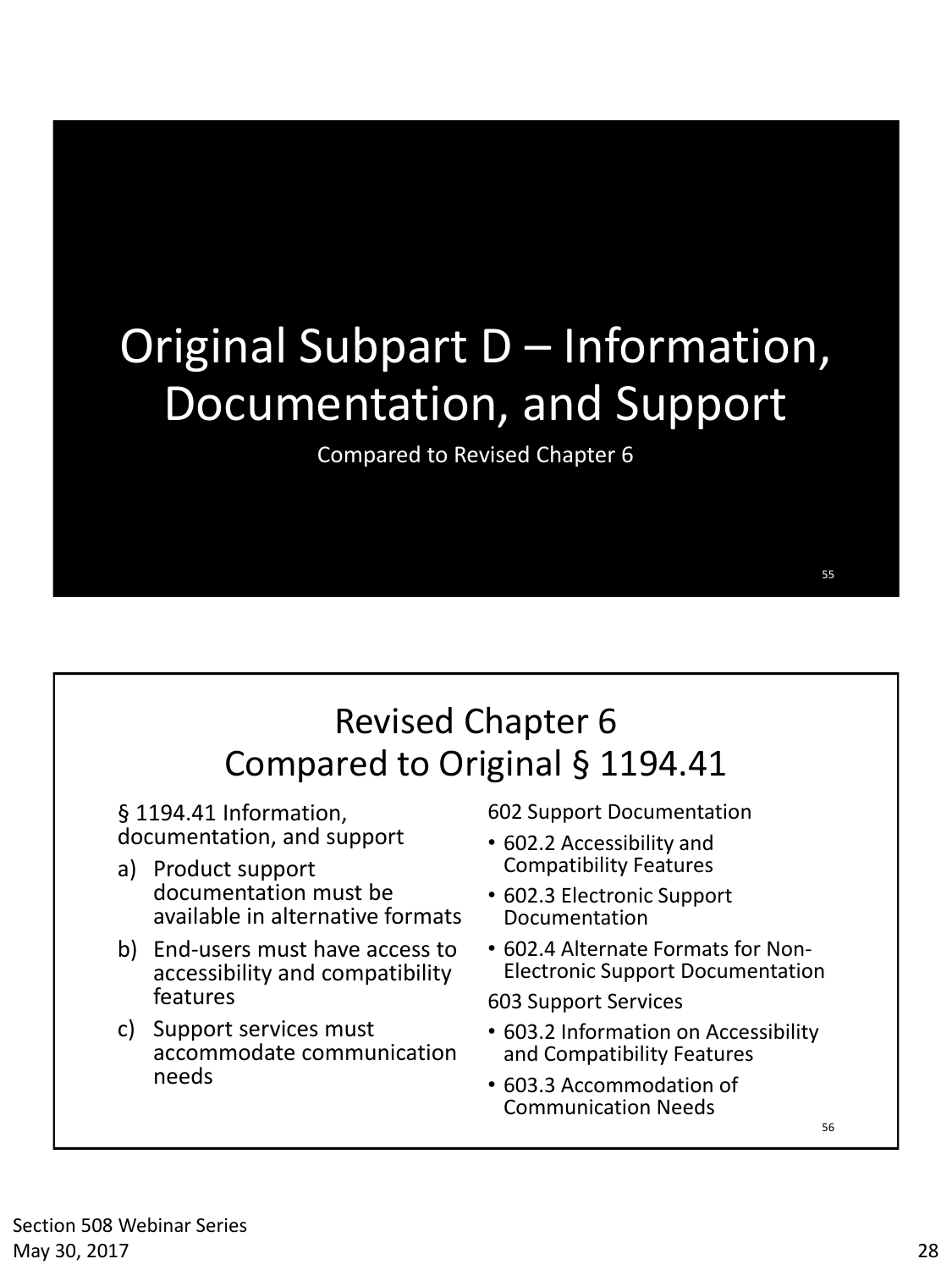# Original Subpart D – Information, Documentation, and Support

Compared to Revised Chapter 6

## Revised Chapter 6 Compared to Original § 1194.41

§ 1194.41 Information, documentation, and support

a) Product support documentation must be available in alternative formats
b) End-users must have access to accessibility and compatibility features
c) Support services must accommodate communication needs

602 Support Documentation

- 602.2 Accessibility and Compatibility Features
- 602.3 Electronic Support Documentation
- 602.4 Alternate Formats for Non-Electronic Support Documentation

603 Support Services

- 603.2 Information on Accessibility and Compatibility Features
- 603.3 Accommodation of Communication Needs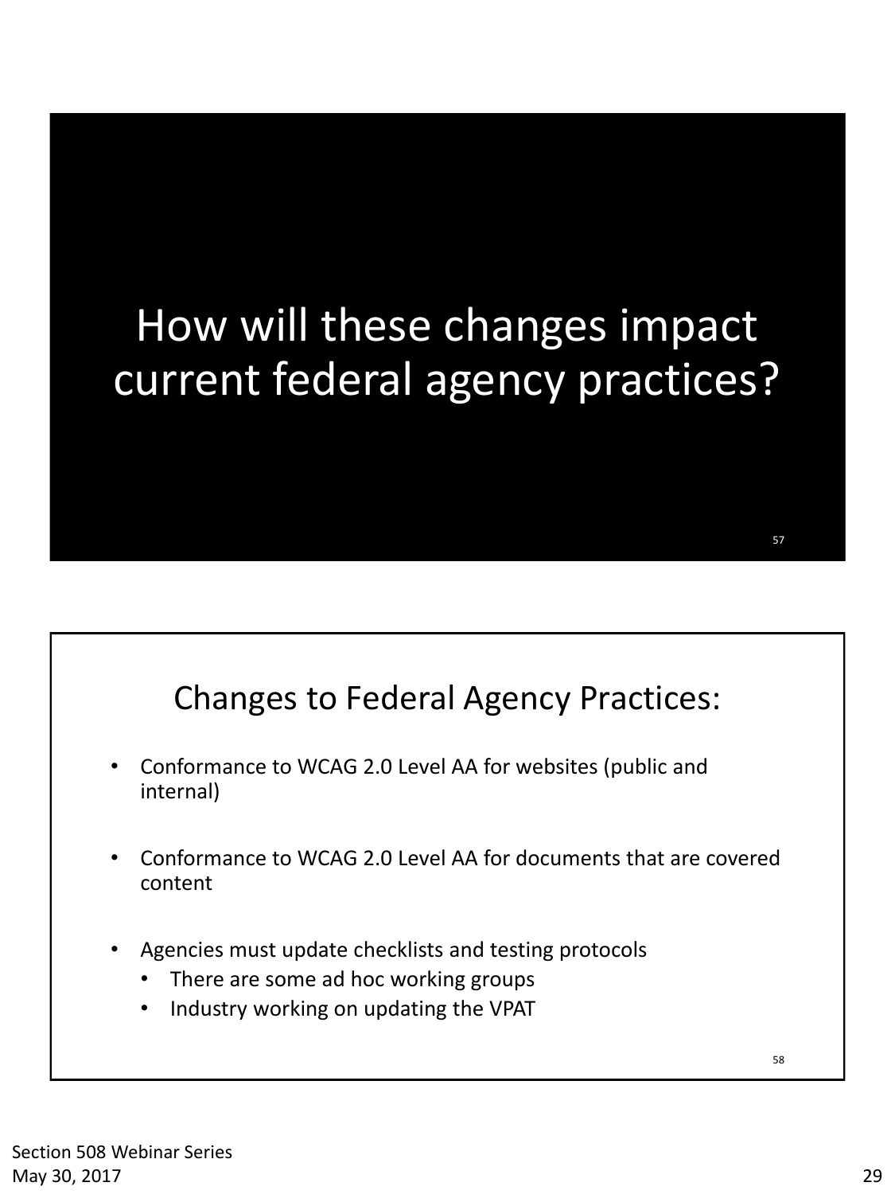# How will these changes impact current federal agency practices?

## Changes to Federal Agency Practices:

- Conformance to WCAG 2.0 Level AA for websites (public and internal)
- Conformance to WCAG 2.0 Level AA for documents that are covered content
- Agencies must update checklists and testing protocols
  - There are some ad hoc working groups
  - Industry working on updating the VPAT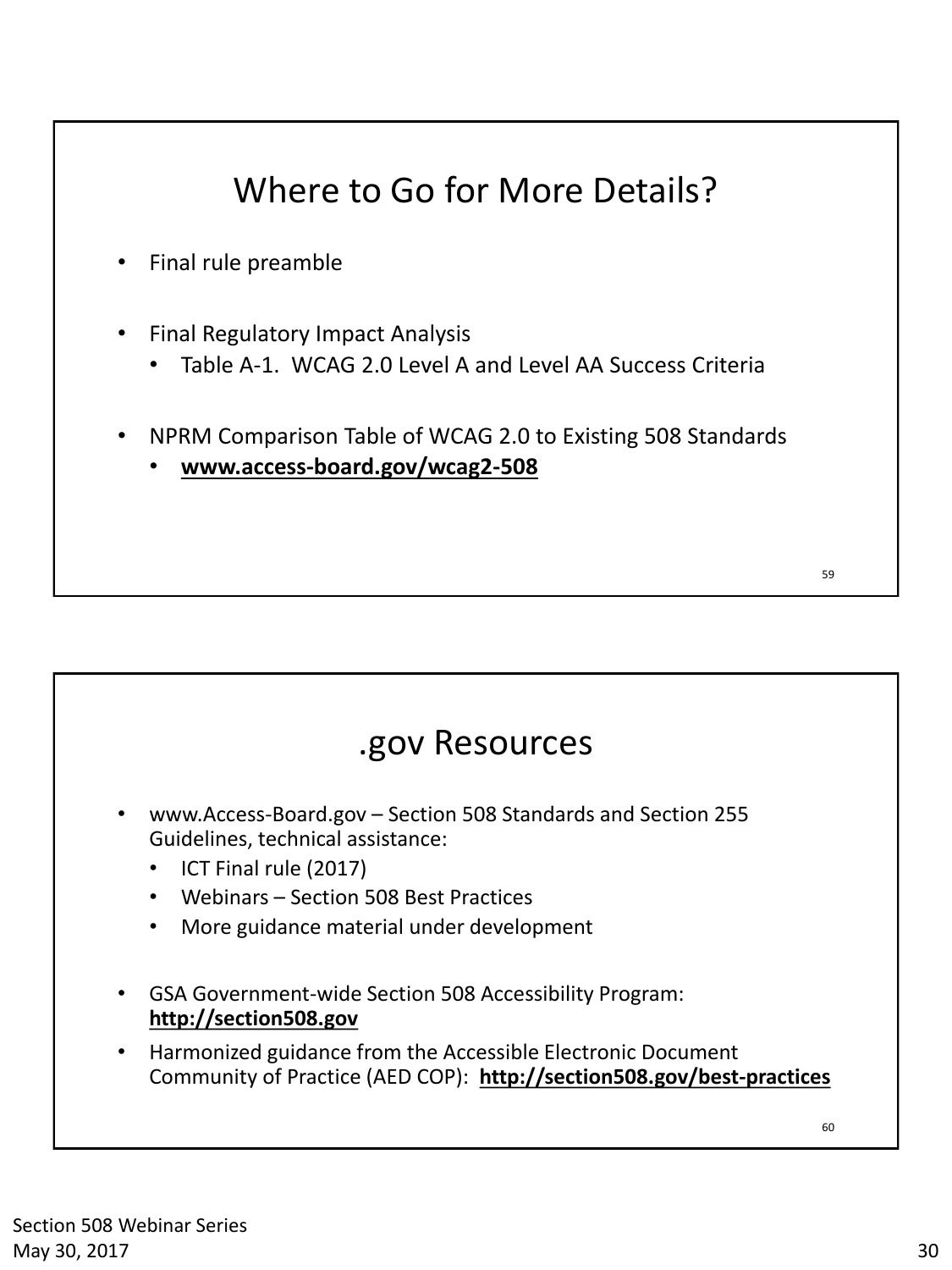## Where to Go for More Details?

- Final rule preamble
- Final Regulatory Impact Analysis
  - Table A-1. WCAG 2.0 Level A and Level AA Success Criteria
- NPRM Comparison Table of WCAG 2.0 to Existing 508 Standards
  - **www.access-board.gov/wcag2-508**

## .gov Resources

- www.Access-Board.gov – Section 508 Standards and Section 255 Guidelines, technical assistance:
  - ICT Final rule (2017)
  - Webinars – Section 508 Best Practices
  - More guidance material under development
- GSA Government-wide Section 508 Accessibility Program: **http://section508.gov**
- Harmonized guidance from the Accessible Electronic Document Community of Practice (AED COP): **http://section508.gov/best-practices**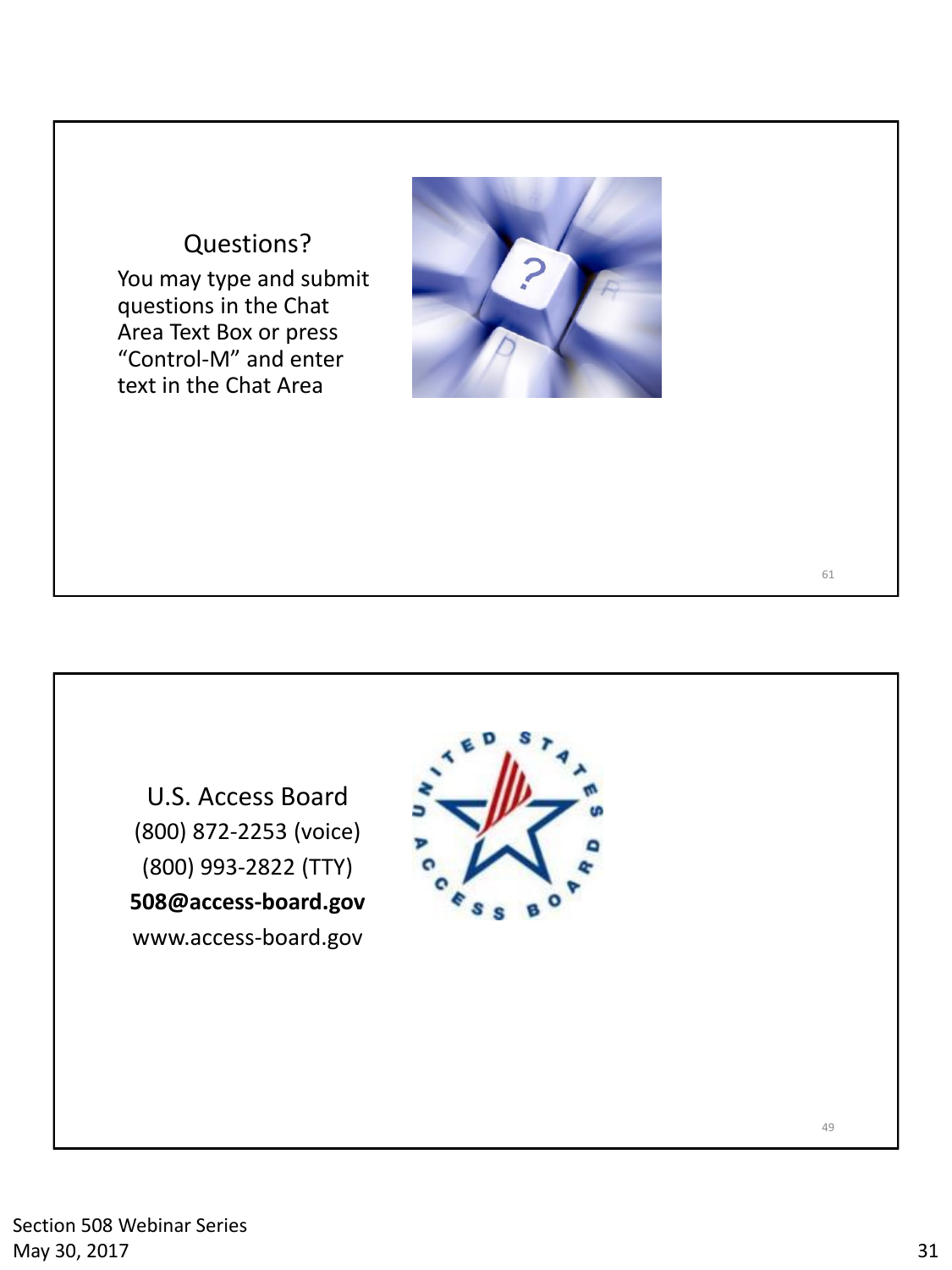Questions?

You may type and submit questions in the Chat Area Text Box or press "Control-M" and enter text in the Chat Area

U.S. Access Board

(800) 872-2253 (voice)

(800) 993-2822 (TTY)

**508@access-board.gov**

www.access-board.gov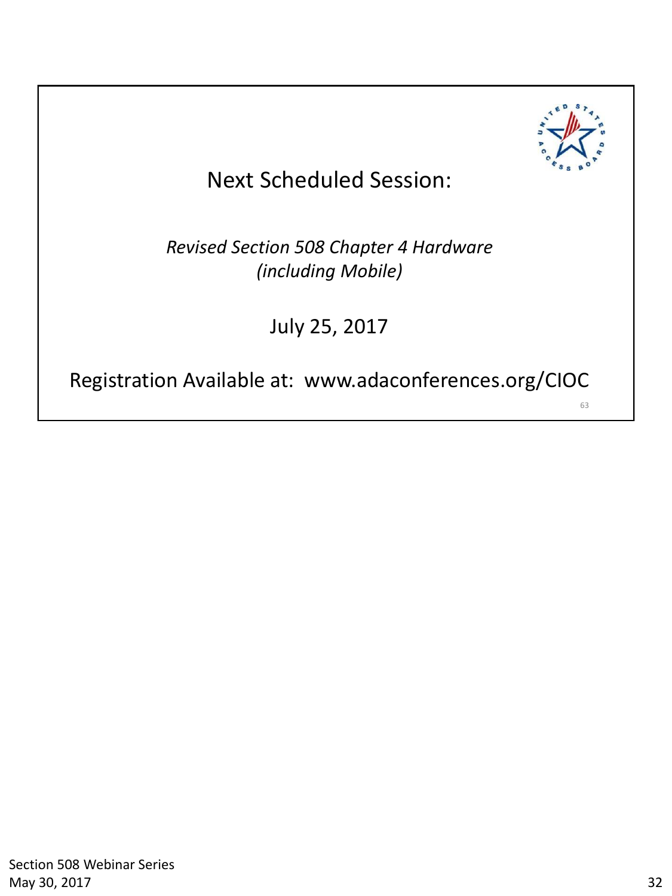## Next Scheduled Session:

*Revised Section 508 Chapter 4 Hardware (including Mobile)*

July 25, 2017

Registration Available at: www.adaconferences.org/CIOC